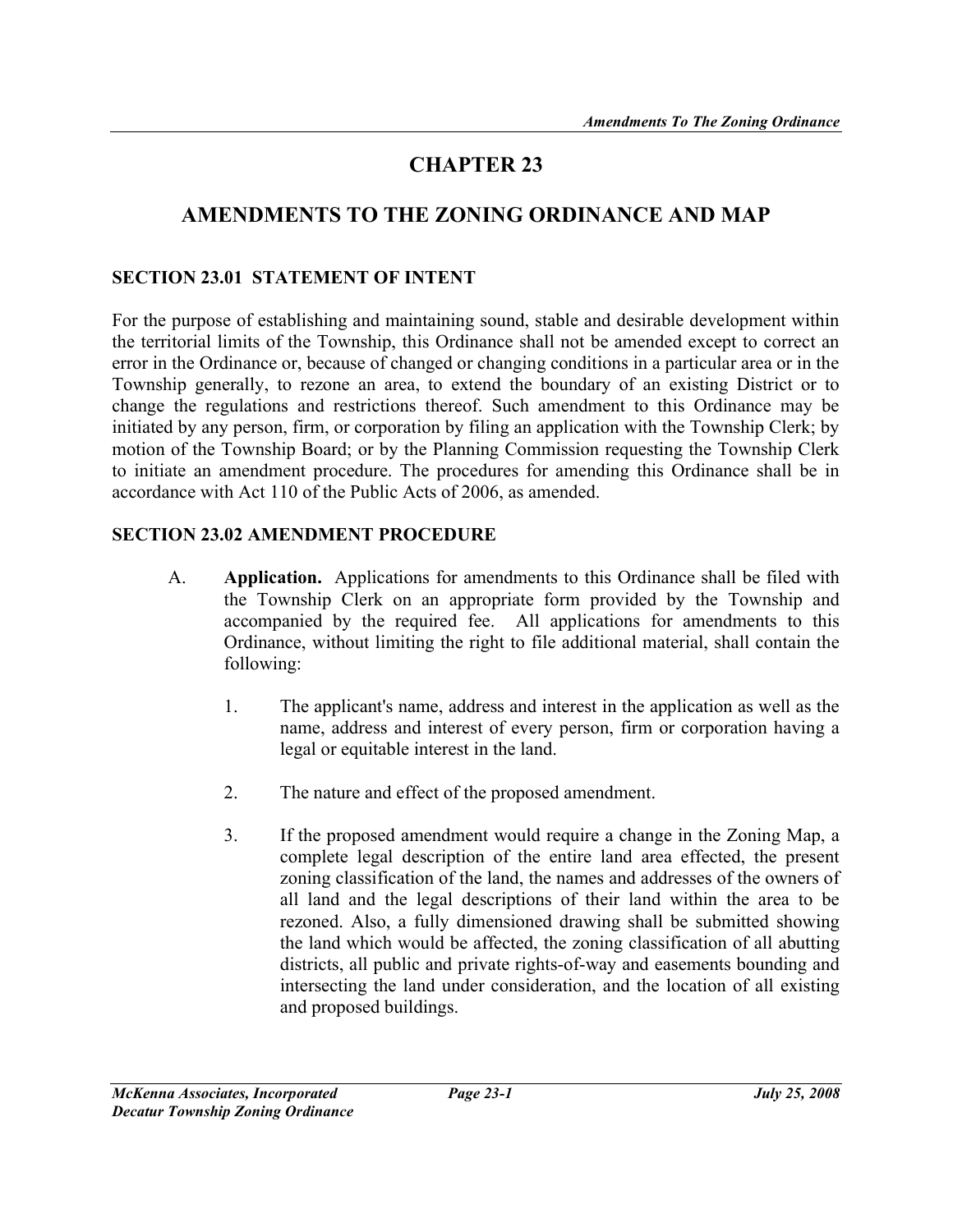# CHAPTER 23

# AMENDMENTS TO THE ZONING ORDINANCE AND MAP

## SECTION 23.01 STATEMENT OF INTENT

For the purpose of establishing and maintaining sound, stable and desirable development within the territorial limits of the Township, this Ordinance shall not be amended except to correct an error in the Ordinance or, because of changed or changing conditions in a particular area or in the Township generally, to rezone an area, to extend the boundary of an existing District or to change the regulations and restrictions thereof. Such amendment to this Ordinance may be initiated by any person, firm, or corporation by filing an application with the Township Clerk; by motion of the Township Board; or by the Planning Commission requesting the Township Clerk to initiate an amendment procedure. The procedures for amending this Ordinance shall be in accordance with Act 110 of the Public Acts of 2006, as amended.

## SECTION 23.02 AMENDMENT PROCEDURE

A. **Application.** Applications for amendments to this Ordinance shall be filed with the Township Clerk on an appropriate form provided by the Township and accompanied by the required fee. All applications for amendments to this Ordinance, without limiting the right to file additional material, shall contain the following:

   1. The applicant's name, address and interest in the application as well as the name, address and interest of every person, firm or corporation having a legal or equitable interest in the land.

   2. The nature and effect of the proposed amendment.

   3. If the proposed amendment would require a change in the Zoning Map, a complete legal description of the entire land area effected, the present zoning classification of the land, the names and addresses of the owners of all land and the legal descriptions of their land within the area to be rezoned. Also, a fully dimensioned drawing shall be submitted showing the land which would be affected, the zoning classification of all abutting districts, all public and private rights-of-way and easements bounding and intersecting the land under consideration, and the location of all existing and proposed buildings.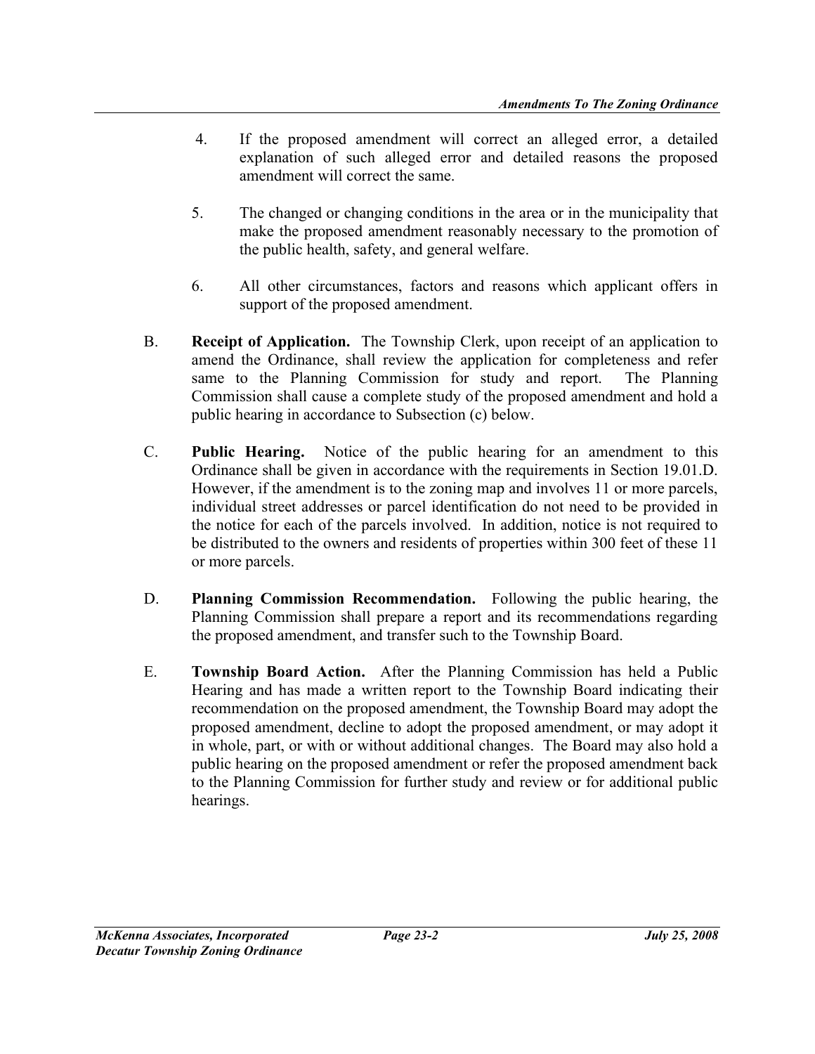4. If the proposed amendment will correct an alleged error, a detailed explanation of such alleged error and detailed reasons the proposed amendment will correct the same.

5. The changed or changing conditions in the area or in the municipality that make the proposed amendment reasonably necessary to the promotion of the public health, safety, and general welfare.

6. All other circumstances, factors and reasons which applicant offers in support of the proposed amendment.

B. **Receipt of Application.** The Township Clerk, upon receipt of an application to amend the Ordinance, shall review the application for completeness and refer same to the Planning Commission for study and report. The Planning Commission shall cause a complete study of the proposed amendment and hold a public hearing in accordance to Subsection (c) below.

C. **Public Hearing.** Notice of the public hearing for an amendment to this Ordinance shall be given in accordance with the requirements in Section 19.01.D. However, if the amendment is to the zoning map and involves 11 or more parcels, individual street addresses or parcel identification do not need to be provided in the notice for each of the parcels involved. In addition, notice is not required to be distributed to the owners and residents of properties within 300 feet of these 11 or more parcels.

D. **Planning Commission Recommendation.** Following the public hearing, the Planning Commission shall prepare a report and its recommendations regarding the proposed amendment, and transfer such to the Township Board.

E. **Township Board Action.** After the Planning Commission has held a Public Hearing and has made a written report to the Township Board indicating their recommendation on the proposed amendment, the Township Board may adopt the proposed amendment, decline to adopt the proposed amendment, or may adopt it in whole, part, or with or without additional changes. The Board may also hold a public hearing on the proposed amendment or refer the proposed amendment back to the Planning Commission for further study and review or for additional public hearings.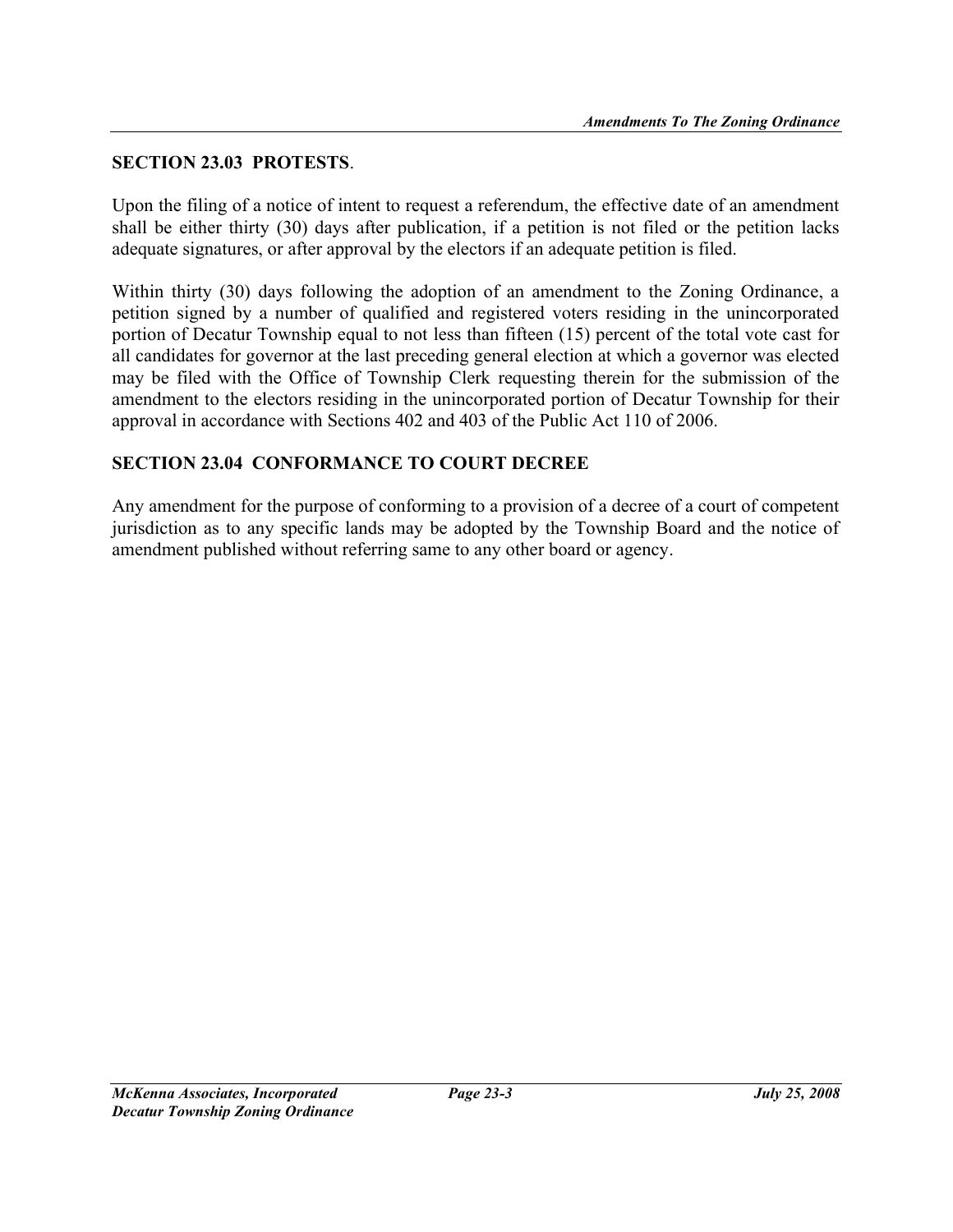## SECTION 23.03 PROTESTS.

Upon the filing of a notice of intent to request a referendum, the effective date of an amendment shall be either thirty (30) days after publication, if a petition is not filed or the petition lacks adequate signatures, or after approval by the electors if an adequate petition is filed.

Within thirty (30) days following the adoption of an amendment to the Zoning Ordinance, a petition signed by a number of qualified and registered voters residing in the unincorporated portion of Decatur Township equal to not less than fifteen (15) percent of the total vote cast for all candidates for governor at the last preceding general election at which a governor was elected may be filed with the Office of Township Clerk requesting therein for the submission of the amendment to the electors residing in the unincorporated portion of Decatur Township for their approval in accordance with Sections 402 and 403 of the Public Act 110 of 2006.

## SECTION 23.04 CONFORMANCE TO COURT DECREE

Any amendment for the purpose of conforming to a provision of a decree of a court of competent jurisdiction as to any specific lands may be adopted by the Township Board and the notice of amendment published without referring same to any other board or agency.